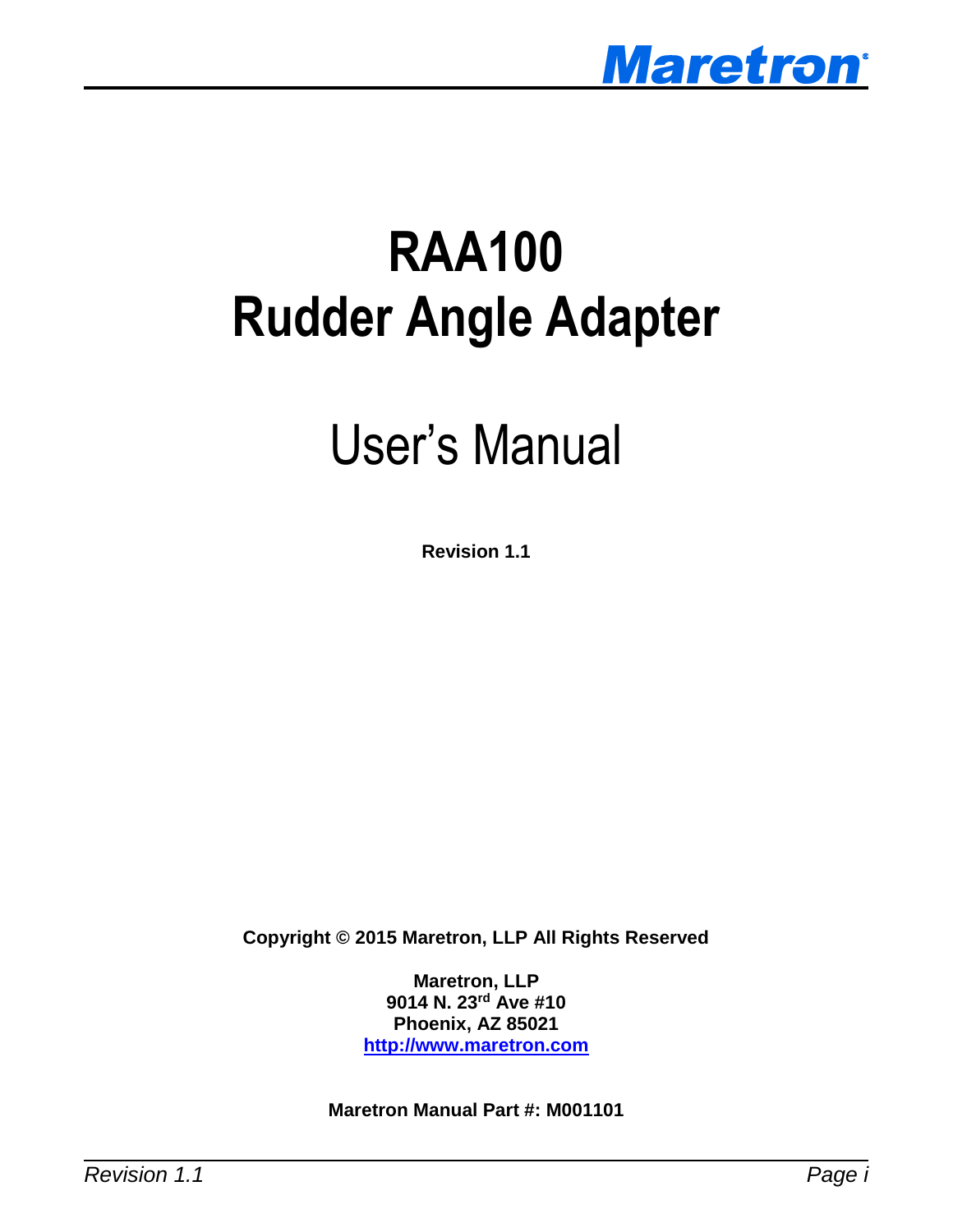# RAA100
# Rudder Angle Adapter

## User's Manual

**Revision 1.1**

**Copyright © 2015 Maretron, LLP All Rights Reserved**

**Maretron, LLP**
**9014 N. 23rd Ave #10**
**Phoenix, AZ 85021**
**http://www.maretron.com**

**Maretron Manual Part #: M001101**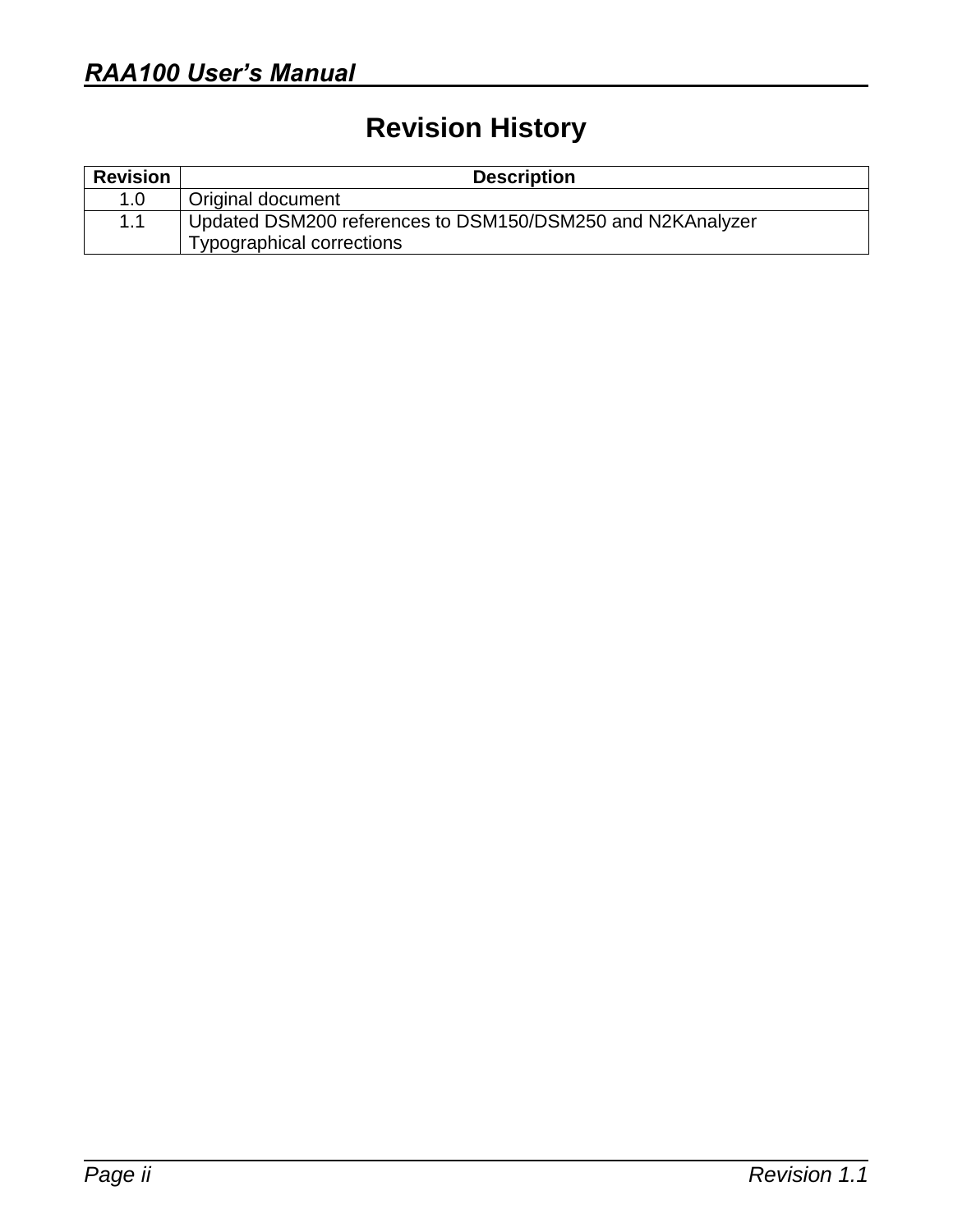# Revision History

| Revision | Description |
|---|---|
| 1.0 | Original document |
| 1.1 | Updated DSM200 references to DSM150/DSM250 and N2KAnalyzer<br>Typographical corrections |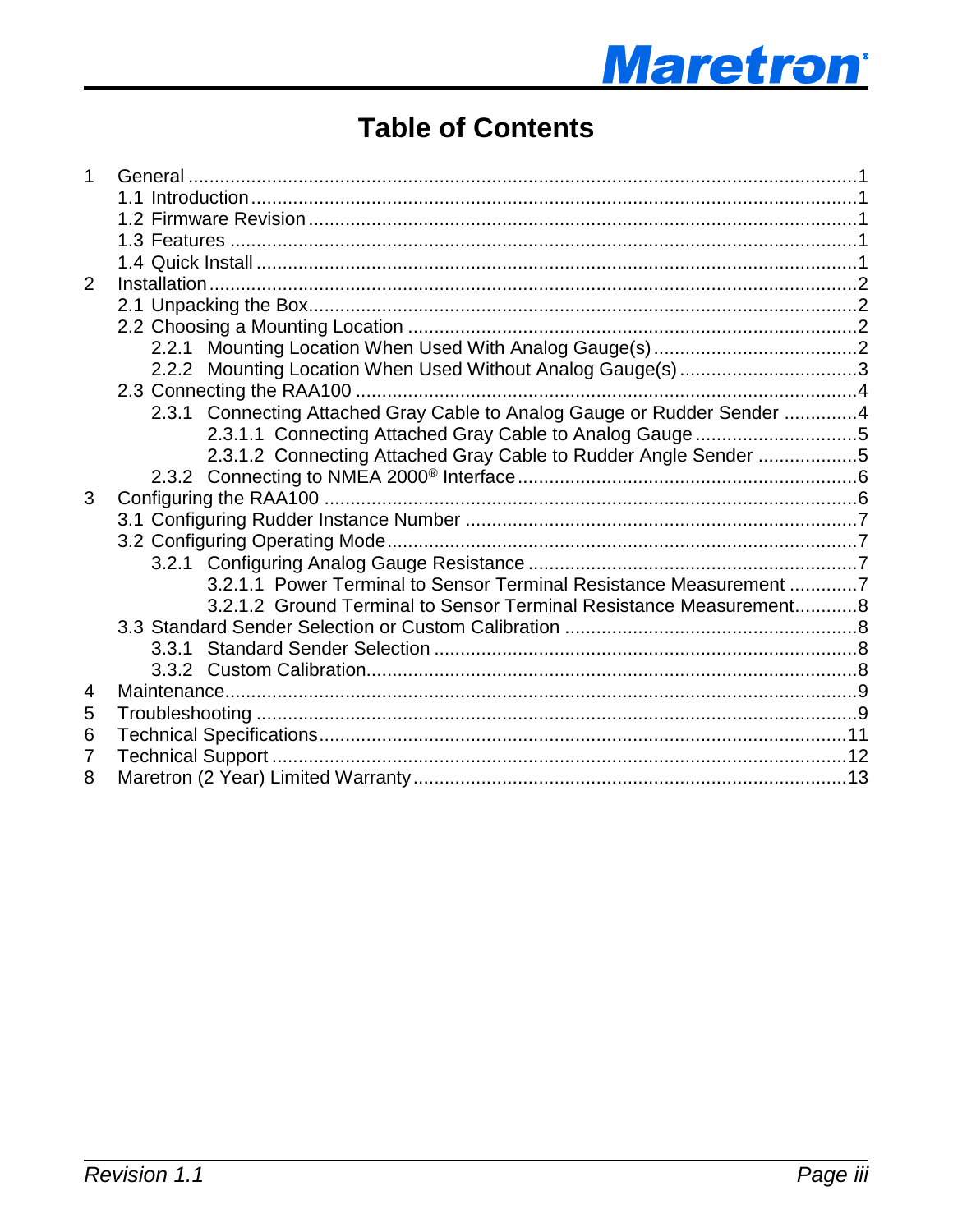# Table of Contents

1 General ....................................................................................................................1
  1.1 Introduction ........................................................................................................1
  1.2 Firmware Revision ..............................................................................................1
  1.3 Features ..............................................................................................................1
  1.4 Quick Install ........................................................................................................1
2 Installation ................................................................................................................2
  2.1 Unpacking the Box ..............................................................................................2
  2.2 Choosing a Mounting Location ............................................................................2
    2.2.1 Mounting Location When Used With Analog Gauge(s) ......................................2
    2.2.2 Mounting Location When Used Without Analog Gauge(s) ..................................3
  2.3 Connecting the RAA100 ......................................................................................4
    2.3.1 Connecting Attached Gray Cable to Analog Gauge or Rudder Sender ..............4
      2.3.1.1 Connecting Attached Gray Cable to Analog Gauge ...................................5
      2.3.1.2 Connecting Attached Gray Cable to Rudder Angle Sender ........................5
    2.3.2 Connecting to NMEA 2000® Interface ................................................................6
3 Configuring the RAA100 ............................................................................................6
  3.1 Configuring Rudder Instance Number ..................................................................7
  3.2 Configuring Operating Mode ................................................................................7
    3.2.1 Configuring Analog Gauge Resistance ..............................................................7
      3.2.1.1 Power Terminal to Sensor Terminal Resistance Measurement ...................7
      3.2.1.2 Ground Terminal to Sensor Terminal Resistance Measurement ..................8
  3.3 Standard Sender Selection or Custom Calibration ...............................................8
    3.3.1 Standard Sender Selection ................................................................................8
    3.3.2 Custom Calibration ............................................................................................8
4 Maintenance ..............................................................................................................9
5 Troubleshooting ........................................................................................................9
6 Technical Specifications ..........................................................................................11
7 Technical Support ....................................................................................................12
8 Maretron (2 Year) Limited Warranty .........................................................................13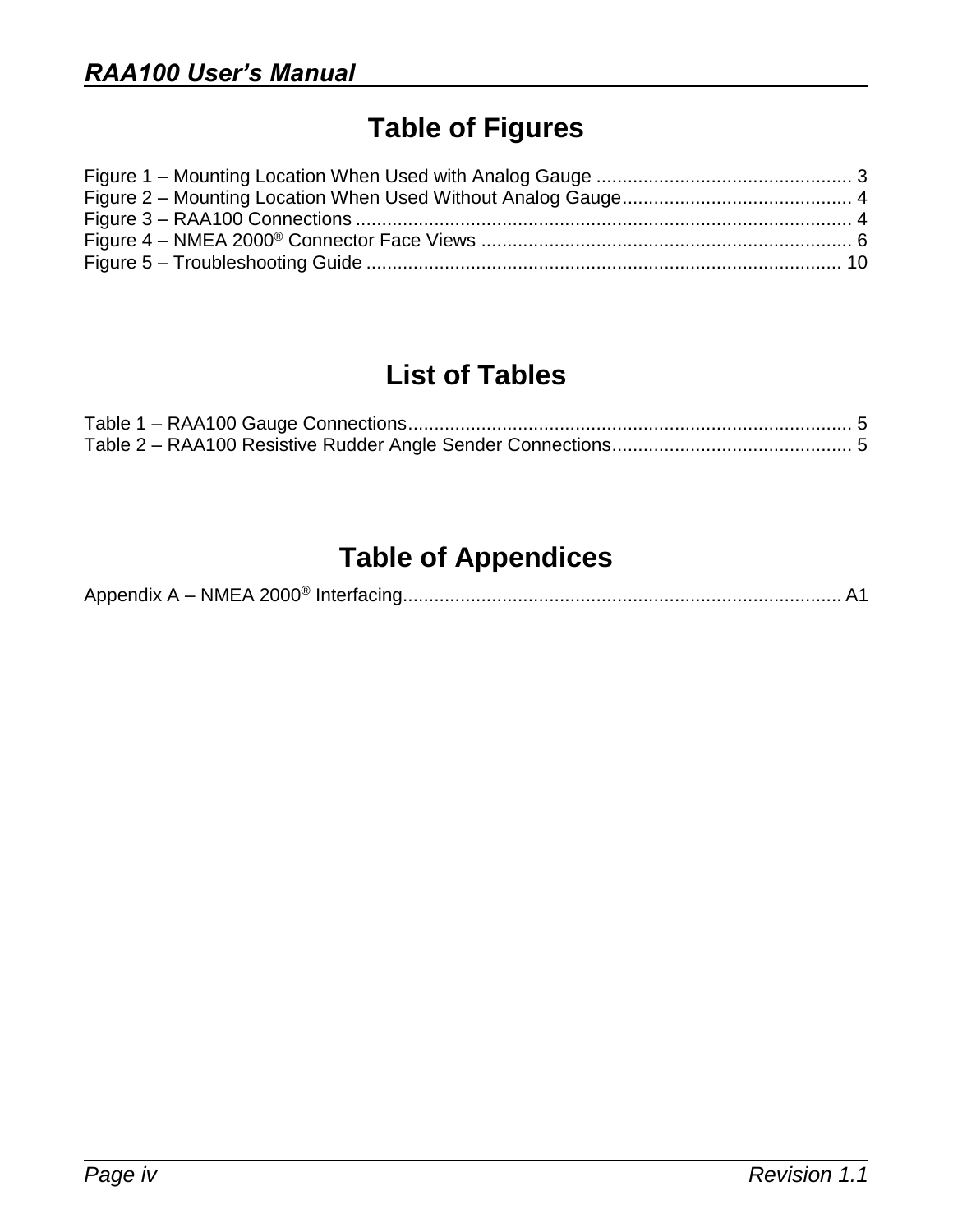# Table of Figures

Figure 1 – Mounting Location When Used with Analog Gauge ................................................ 3
Figure 2 – Mounting Location When Used Without Analog Gauge........................................... 4
Figure 3 – RAA100 Connections .............................................................................................. 4
Figure 4 – NMEA 2000® Connector Face Views ...................................................................... 6
Figure 5 – Troubleshooting Guide .......................................................................................... 10

# List of Tables

Table 1 – RAA100 Gauge Connections.................................................................................... 5
Table 2 – RAA100 Resistive Rudder Angle Sender Connections............................................. 5

# Table of Appendices

Appendix A – NMEA 2000® Interfacing.................................................................................... A1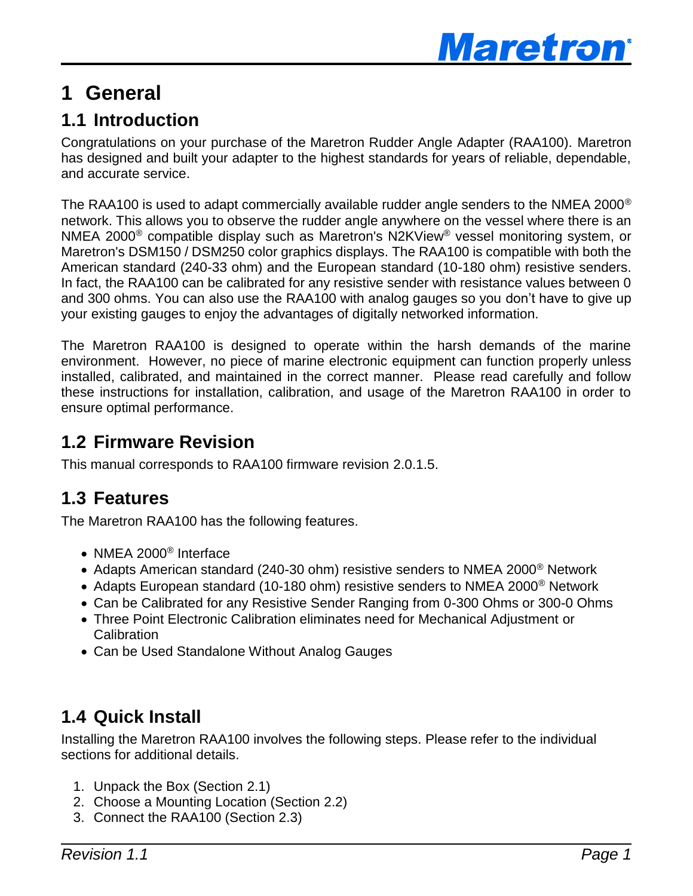# 1 General

## 1.1 Introduction

Congratulations on your purchase of the Maretron Rudder Angle Adapter (RAA100). Maretron has designed and built your adapter to the highest standards for years of reliable, dependable, and accurate service.

The RAA100 is used to adapt commercially available rudder angle senders to the NMEA 2000® network. This allows you to observe the rudder angle anywhere on the vessel where there is an NMEA 2000® compatible display such as Maretron's N2KView® vessel monitoring system, or Maretron's DSM150 / DSM250 color graphics displays. The RAA100 is compatible with both the American standard (240-33 ohm) and the European standard (10-180 ohm) resistive senders. In fact, the RAA100 can be calibrated for any resistive sender with resistance values between 0 and 300 ohms. You can also use the RAA100 with analog gauges so you don't have to give up your existing gauges to enjoy the advantages of digitally networked information.

The Maretron RAA100 is designed to operate within the harsh demands of the marine environment. However, no piece of marine electronic equipment can function properly unless installed, calibrated, and maintained in the correct manner. Please read carefully and follow these instructions for installation, calibration, and usage of the Maretron RAA100 in order to ensure optimal performance.

## 1.2 Firmware Revision

This manual corresponds to RAA100 firmware revision 2.0.1.5.

## 1.3 Features

The Maretron RAA100 has the following features.

- NMEA 2000® Interface
- Adapts American standard (240-30 ohm) resistive senders to NMEA 2000® Network
- Adapts European standard (10-180 ohm) resistive senders to NMEA 2000® Network
- Can be Calibrated for any Resistive Sender Ranging from 0-300 Ohms or 300-0 Ohms
- Three Point Electronic Calibration eliminates need for Mechanical Adjustment or Calibration
- Can be Used Standalone Without Analog Gauges

## 1.4 Quick Install

Installing the Maretron RAA100 involves the following steps. Please refer to the individual sections for additional details.

1. Unpack the Box (Section 2.1)
2. Choose a Mounting Location (Section 2.2)
3. Connect the RAA100 (Section 2.3)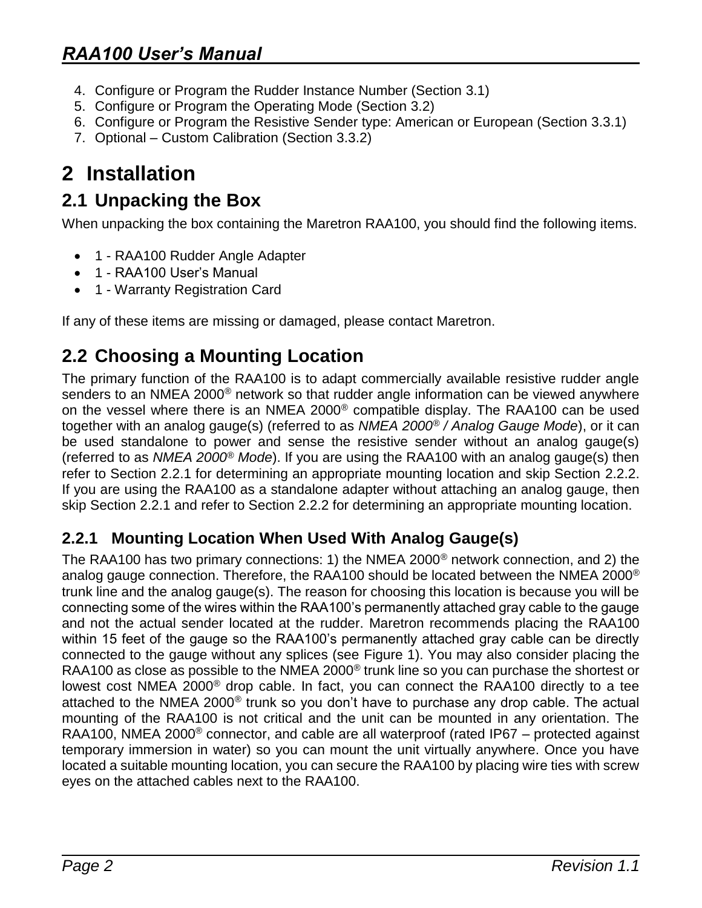4. Configure or Program the Rudder Instance Number (Section 3.1)
5. Configure or Program the Operating Mode (Section 3.2)
6. Configure or Program the Resistive Sender type: American or European (Section 3.3.1)
7. Optional – Custom Calibration (Section 3.3.2)

# 2 Installation

## 2.1 Unpacking the Box

When unpacking the box containing the Maretron RAA100, you should find the following items.

- 1 - RAA100 Rudder Angle Adapter
- 1 - RAA100 User's Manual
- 1 - Warranty Registration Card

If any of these items are missing or damaged, please contact Maretron.

## 2.2 Choosing a Mounting Location

The primary function of the RAA100 is to adapt commercially available resistive rudder angle senders to an NMEA 2000® network so that rudder angle information can be viewed anywhere on the vessel where there is an NMEA 2000® compatible display. The RAA100 can be used together with an analog gauge(s) (referred to as *NMEA 2000® / Analog Gauge Mode*), or it can be used standalone to power and sense the resistive sender without an analog gauge(s) (referred to as *NMEA 2000® Mode*). If you are using the RAA100 with an analog gauge(s) then refer to Section 2.2.1 for determining an appropriate mounting location and skip Section 2.2.2. If you are using the RAA100 as a standalone adapter without attaching an analog gauge, then skip Section 2.2.1 and refer to Section 2.2.2 for determining an appropriate mounting location.

### 2.2.1 Mounting Location When Used With Analog Gauge(s)

The RAA100 has two primary connections: 1) the NMEA 2000® network connection, and 2) the analog gauge connection. Therefore, the RAA100 should be located between the NMEA 2000® trunk line and the analog gauge(s). The reason for choosing this location is because you will be connecting some of the wires within the RAA100's permanently attached gray cable to the gauge and not the actual sender located at the rudder. Maretron recommends placing the RAA100 within 15 feet of the gauge so the RAA100's permanently attached gray cable can be directly connected to the gauge without any splices (see Figure 1). You may also consider placing the RAA100 as close as possible to the NMEA 2000® trunk line so you can purchase the shortest or lowest cost NMEA 2000® drop cable. In fact, you can connect the RAA100 directly to a tee attached to the NMEA 2000® trunk so you don't have to purchase any drop cable. The actual mounting of the RAA100 is not critical and the unit can be mounted in any orientation. The RAA100, NMEA 2000® connector, and cable are all waterproof (rated IP67 – protected against temporary immersion in water) so you can mount the unit virtually anywhere. Once you have located a suitable mounting location, you can secure the RAA100 by placing wire ties with screw eyes on the attached cables next to the RAA100.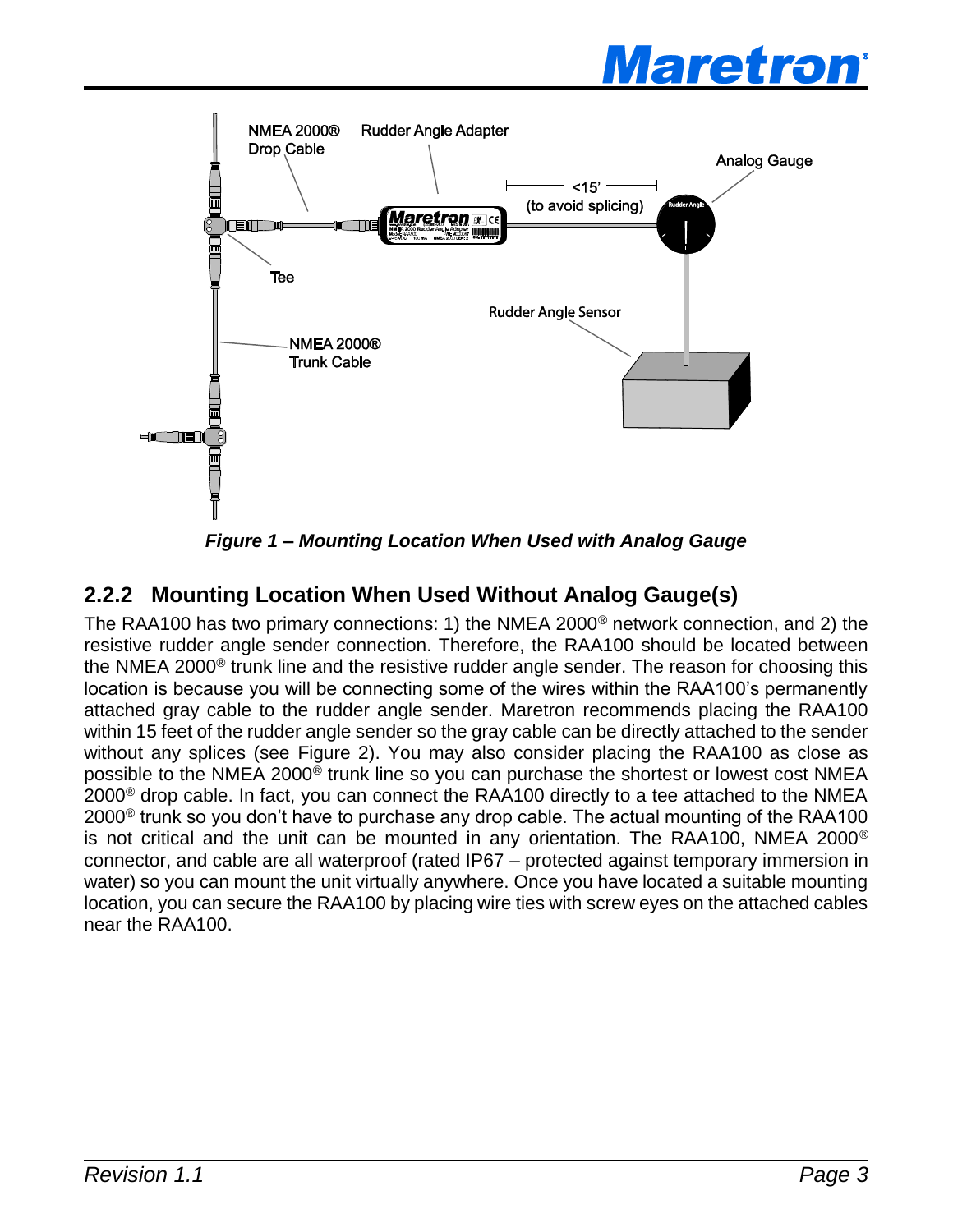*Figure 1 – Mounting Location When Used with Analog Gauge*

### 2.2.2 Mounting Location When Used Without Analog Gauge(s)

The RAA100 has two primary connections: 1) the NMEA 2000® network connection, and 2) the resistive rudder angle sender connection. Therefore, the RAA100 should be located between the NMEA 2000® trunk line and the resistive rudder angle sender. The reason for choosing this location is because you will be connecting some of the wires within the RAA100's permanently attached gray cable to the rudder angle sender. Maretron recommends placing the RAA100 within 15 feet of the rudder angle sender so the gray cable can be directly attached to the sender without any splices (see Figure 2). You may also consider placing the RAA100 as close as possible to the NMEA 2000® trunk line so you can purchase the shortest or lowest cost NMEA 2000® drop cable. In fact, you can connect the RAA100 directly to a tee attached to the NMEA 2000® trunk so you don't have to purchase any drop cable. The actual mounting of the RAA100 is not critical and the unit can be mounted in any orientation. The RAA100, NMEA 2000® connector, and cable are all waterproof (rated IP67 – protected against temporary immersion in water) so you can mount the unit virtually anywhere. Once you have located a suitable mounting location, you can secure the RAA100 by placing wire ties with screw eyes on the attached cables near the RAA100.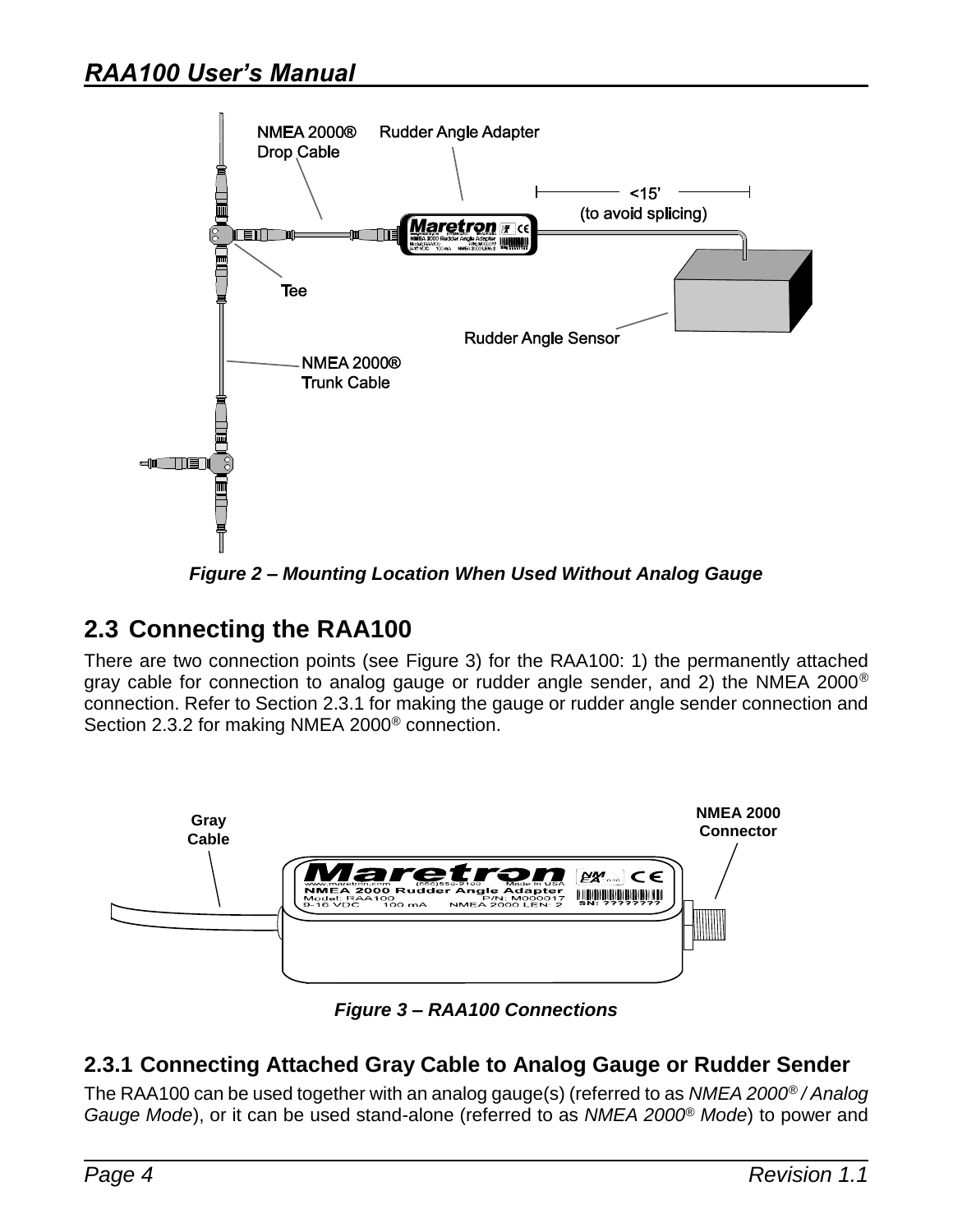NMEA 2000® Drop Cable

Rudder Angle Adapter

<15' (to avoid splicing)

Tee

Rudder Angle Sensor

NMEA 2000® Trunk Cable

*Figure 2 – Mounting Location When Used Without Analog Gauge*

## 2.3 Connecting the RAA100

There are two connection points (see Figure 3) for the RAA100: 1) the permanently attached gray cable for connection to analog gauge or rudder angle sender, and 2) the NMEA 2000® connection. Refer to Section 2.3.1 for making the gauge or rudder angle sender connection and Section 2.3.2 for making NMEA 2000® connection.

**Gray Cable**

**NMEA 2000 Connector**

*Figure 3 – RAA100 Connections*

### 2.3.1 Connecting Attached Gray Cable to Analog Gauge or Rudder Sender

The RAA100 can be used together with an analog gauge(s) (referred to as *NMEA 2000® / Analog Gauge Mode*), or it can be used stand-alone (referred to as *NMEA 2000® Mode*) to power and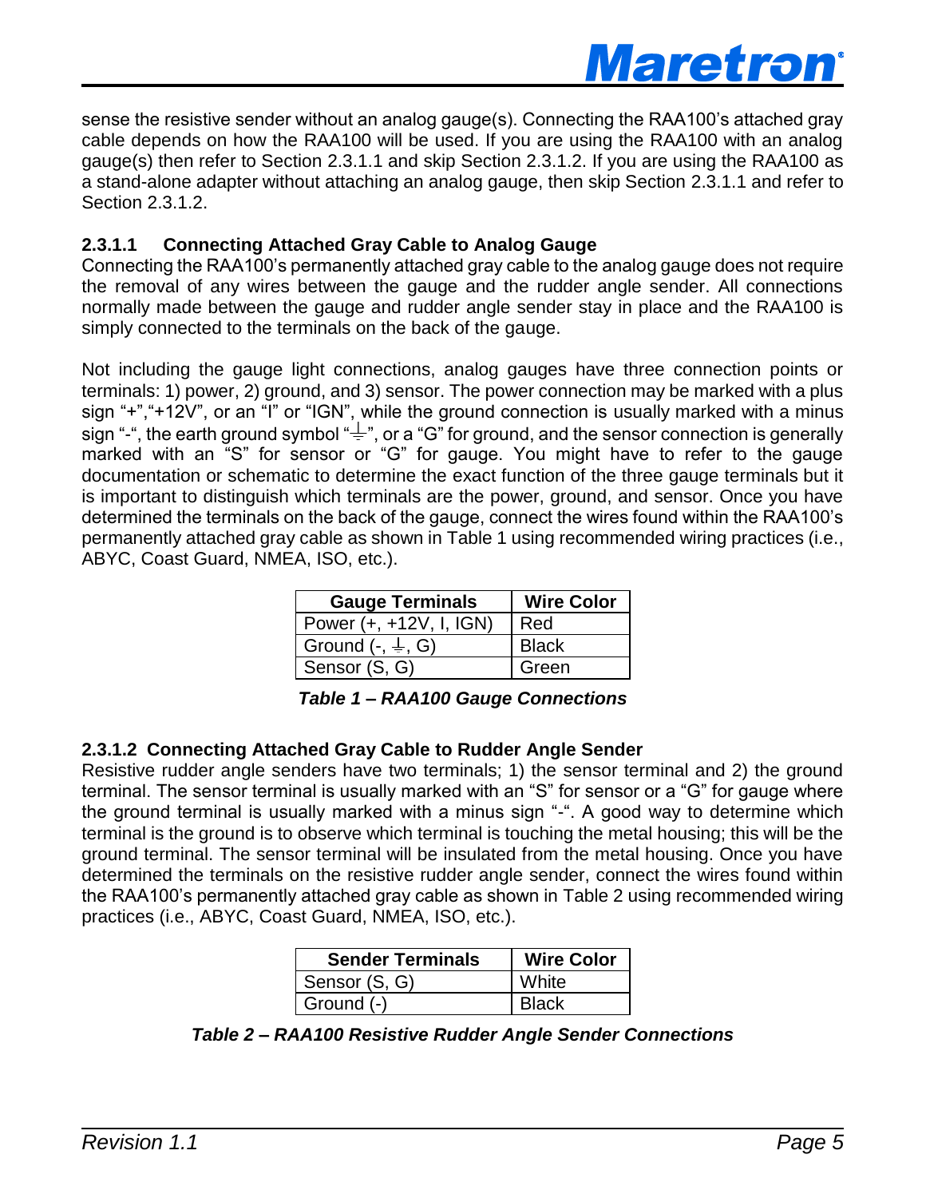sense the resistive sender without an analog gauge(s). Connecting the RAA100's attached gray cable depends on how the RAA100 will be used. If you are using the RAA100 with an analog gauge(s) then refer to Section 2.3.1.1 and skip Section 2.3.1.2. If you are using the RAA100 as a stand-alone adapter without attaching an analog gauge, then skip Section 2.3.1.1 and refer to Section 2.3.1.2.

#### 2.3.1.1 Connecting Attached Gray Cable to Analog Gauge

Connecting the RAA100's permanently attached gray cable to the analog gauge does not require the removal of any wires between the gauge and the rudder angle sender. All connections normally made between the gauge and rudder angle sender stay in place and the RAA100 is simply connected to the terminals on the back of the gauge.

Not including the gauge light connections, analog gauges have three connection points or terminals: 1) power, 2) ground, and 3) sensor. The power connection may be marked with a plus sign "+","+12V", or an "I" or "IGN", while the ground connection is usually marked with a minus sign "-", the earth ground symbol "⏚", or a "G" for ground, and the sensor connection is generally marked with an "S" for sensor or "G" for gauge. You might have to refer to the gauge documentation or schematic to determine the exact function of the three gauge terminals but it is important to distinguish which terminals are the power, ground, and sensor. Once you have determined the terminals on the back of the gauge, connect the wires found within the RAA100's permanently attached gray cable as shown in Table 1 using recommended wiring practices (i.e., ABYC, Coast Guard, NMEA, ISO, etc.).

| Gauge Terminals | Wire Color |
|---|---|
| Power (+, +12V, I, IGN) | Red |
| Ground (-, ⏚, G) | Black |
| Sensor (S, G) | Green |

***Table 1 – RAA100 Gauge Connections***

#### 2.3.1.2 Connecting Attached Gray Cable to Rudder Angle Sender

Resistive rudder angle senders have two terminals; 1) the sensor terminal and 2) the ground terminal. The sensor terminal is usually marked with an "S" for sensor or a "G" for gauge where the ground terminal is usually marked with a minus sign "-". A good way to determine which terminal is the ground is to observe which terminal is touching the metal housing; this will be the ground terminal. The sensor terminal will be insulated from the metal housing. Once you have determined the terminals on the resistive rudder angle sender, connect the wires found within the RAA100's permanently attached gray cable as shown in Table 2 using recommended wiring practices (i.e., ABYC, Coast Guard, NMEA, ISO, etc.).

| Sender Terminals | Wire Color |
|---|---|
| Sensor (S, G) | White |
| Ground (-) | Black |

***Table 2 – RAA100 Resistive Rudder Angle Sender Connections***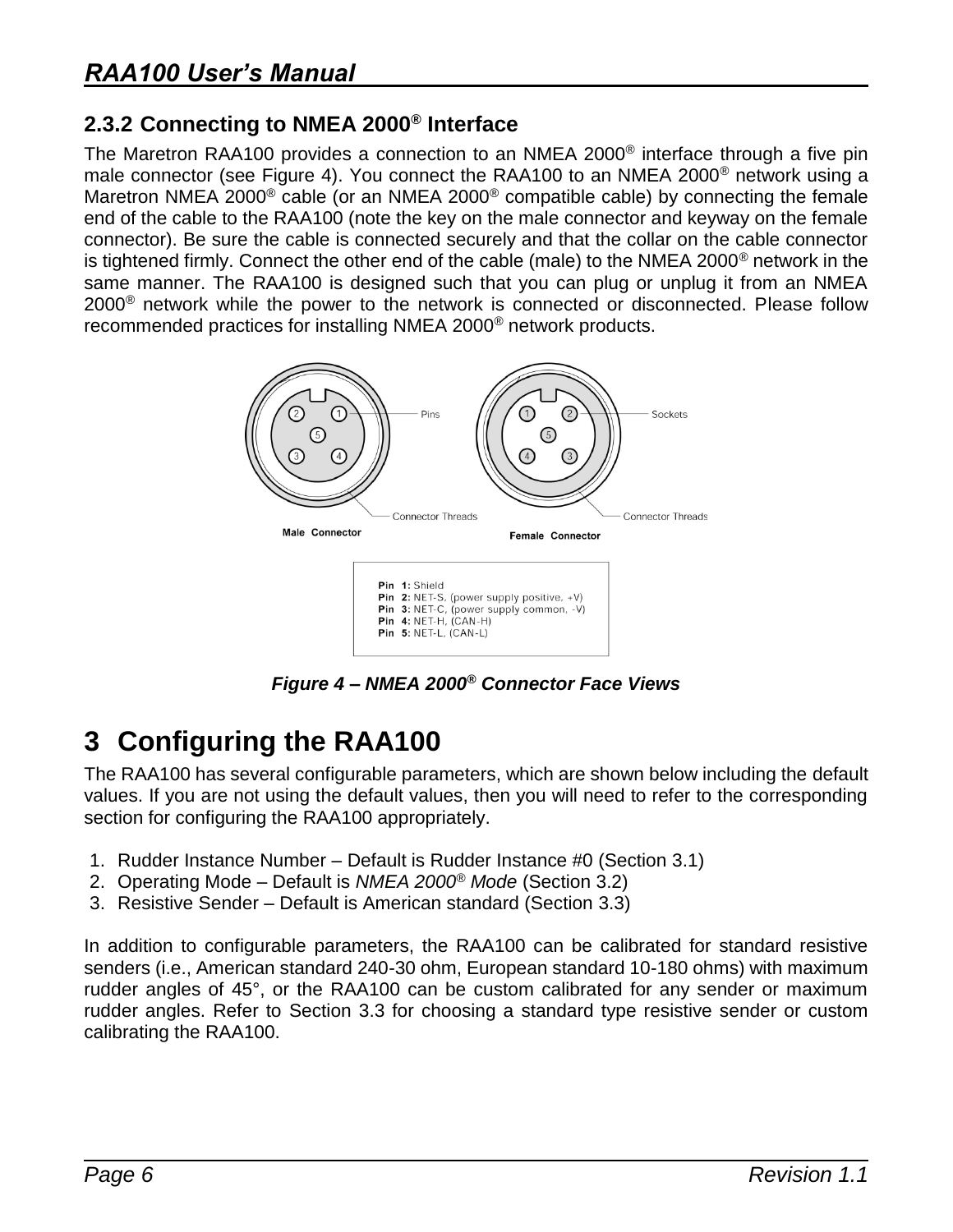### 2.3.2 Connecting to NMEA 2000® Interface

The Maretron RAA100 provides a connection to an NMEA 2000® interface through a five pin male connector (see Figure 4). You connect the RAA100 to an NMEA 2000® network using a Maretron NMEA 2000® cable (or an NMEA 2000® compatible cable) by connecting the female end of the cable to the RAA100 (note the key on the male connector and keyway on the female connector). Be sure the cable is connected securely and that the collar on the cable connector is tightened firmly. Connect the other end of the cable (male) to the NMEA 2000® network in the same manner. The RAA100 is designed such that you can plug or unplug it from an NMEA 2000® network while the power to the network is connected or disconnected. Please follow recommended practices for installing NMEA 2000® network products.

**Pin 1:** Shield
**Pin 2:** NET-S, (power supply positive, +V)
**Pin 3:** NET-C, (power supply common, -V)
**Pin 4:** NET-H, (CAN-H)
**Pin 5:** NET-L, (CAN-L)

*Figure 4 – NMEA 2000® Connector Face Views*

# 3 Configuring the RAA100

The RAA100 has several configurable parameters, which are shown below including the default values. If you are not using the default values, then you will need to refer to the corresponding section for configuring the RAA100 appropriately.

1. Rudder Instance Number – Default is Rudder Instance #0 (Section 3.1)
2. Operating Mode – Default is *NMEA 2000® Mode* (Section 3.2)
3. Resistive Sender – Default is American standard (Section 3.3)

In addition to configurable parameters, the RAA100 can be calibrated for standard resistive senders (i.e., American standard 240-30 ohm, European standard 10-180 ohms) with maximum rudder angles of 45°, or the RAA100 can be custom calibrated for any sender or maximum rudder angles. Refer to Section 3.3 for choosing a standard type resistive sender or custom calibrating the RAA100.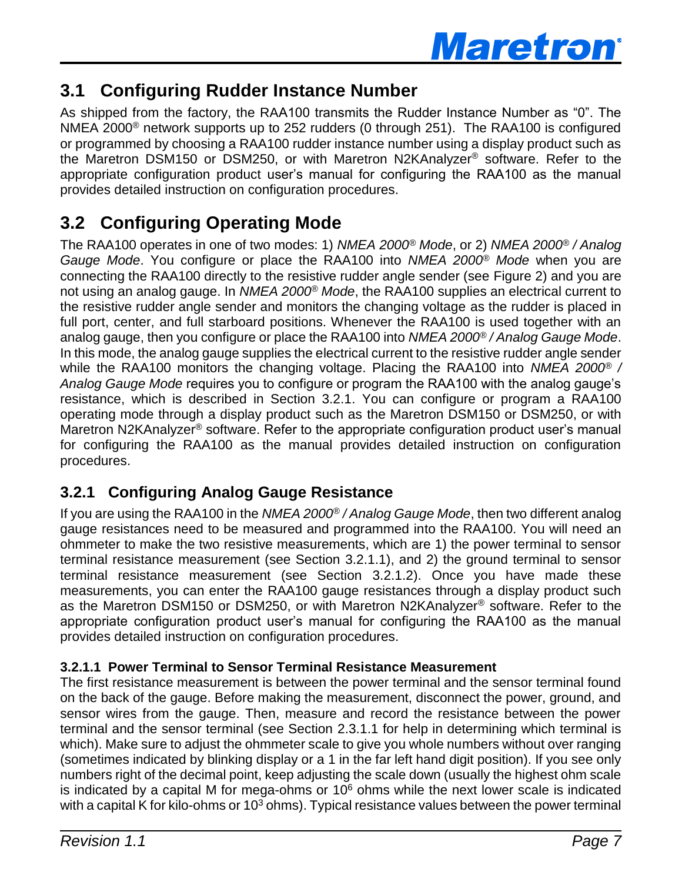## 3.1 Configuring Rudder Instance Number

As shipped from the factory, the RAA100 transmits the Rudder Instance Number as "0". The NMEA 2000® network supports up to 252 rudders (0 through 251). The RAA100 is configured or programmed by choosing a RAA100 rudder instance number using a display product such as the Maretron DSM150 or DSM250, or with Maretron N2KAnalyzer® software. Refer to the appropriate configuration product user's manual for configuring the RAA100 as the manual provides detailed instruction on configuration procedures.

## 3.2 Configuring Operating Mode

The RAA100 operates in one of two modes: 1) *NMEA 2000® Mode*, or 2) *NMEA 2000® / Analog Gauge Mode*. You configure or place the RAA100 into *NMEA 2000® Mode* when you are connecting the RAA100 directly to the resistive rudder angle sender (see Figure 2) and you are not using an analog gauge. In *NMEA 2000® Mode*, the RAA100 supplies an electrical current to the resistive rudder angle sender and monitors the changing voltage as the rudder is placed in full port, center, and full starboard positions. Whenever the RAA100 is used together with an analog gauge, then you configure or place the RAA100 into *NMEA 2000® / Analog Gauge Mode*. In this mode, the analog gauge supplies the electrical current to the resistive rudder angle sender while the RAA100 monitors the changing voltage. Placing the RAA100 into *NMEA 2000® / Analog Gauge Mode* requires you to configure or program the RAA100 with the analog gauge's resistance, which is described in Section 3.2.1. You can configure or program a RAA100 operating mode through a display product such as the Maretron DSM150 or DSM250, or with Maretron N2KAnalyzer® software. Refer to the appropriate configuration product user's manual for configuring the RAA100 as the manual provides detailed instruction on configuration procedures.

### 3.2.1 Configuring Analog Gauge Resistance

If you are using the RAA100 in the *NMEA 2000® / Analog Gauge Mode*, then two different analog gauge resistances need to be measured and programmed into the RAA100. You will need an ohmmeter to make the two resistive measurements, which are 1) the power terminal to sensor terminal resistance measurement (see Section 3.2.1.1), and 2) the ground terminal to sensor terminal resistance measurement (see Section 3.2.1.2). Once you have made these measurements, you can enter the RAA100 gauge resistances through a display product such as the Maretron DSM150 or DSM250, or with Maretron N2KAnalyzer® software. Refer to the appropriate configuration product user's manual for configuring the RAA100 as the manual provides detailed instruction on configuration procedures.

#### 3.2.1.1 Power Terminal to Sensor Terminal Resistance Measurement

The first resistance measurement is between the power terminal and the sensor terminal found on the back of the gauge. Before making the measurement, disconnect the power, ground, and sensor wires from the gauge. Then, measure and record the resistance between the power terminal and the sensor terminal (see Section 2.3.1.1 for help in determining which terminal is which). Make sure to adjust the ohmmeter scale to give you whole numbers without over ranging (sometimes indicated by blinking display or a 1 in the far left hand digit position). If you see only numbers right of the decimal point, keep adjusting the scale down (usually the highest ohm scale is indicated by a capital M for mega-ohms or $10^6$ ohms while the next lower scale is indicated with a capital K for kilo-ohms or $10^3$ ohms). Typical resistance values between the power terminal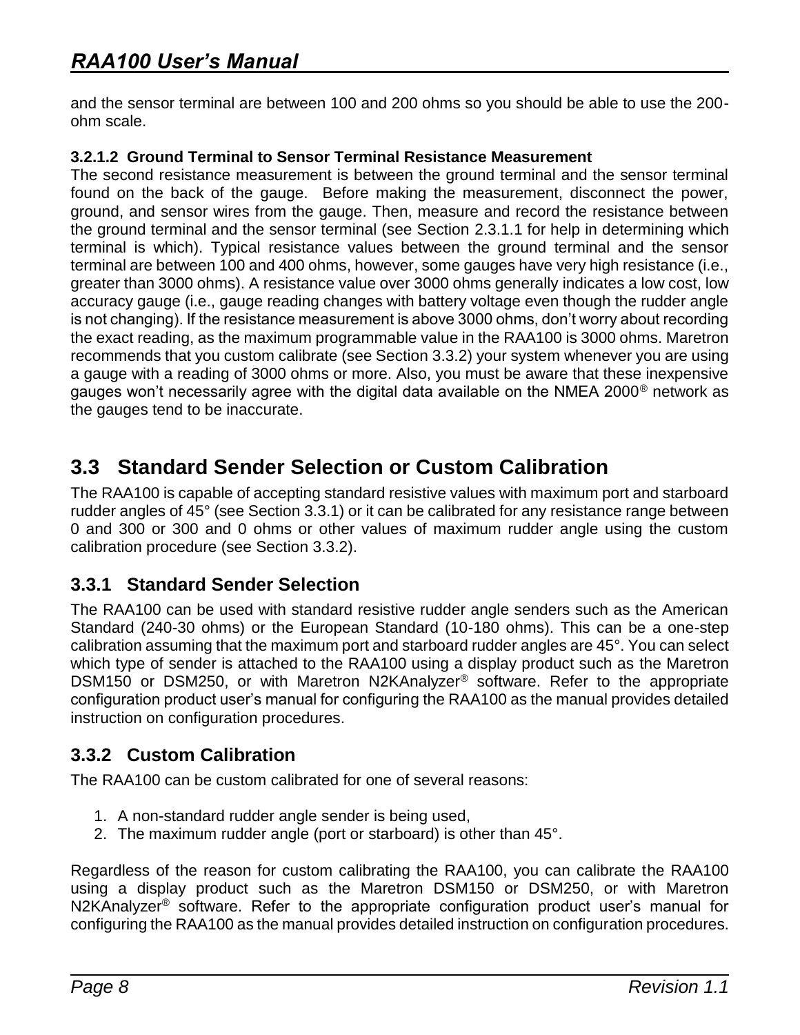and the sensor terminal are between 100 and 200 ohms so you should be able to use the 200-ohm scale.

#### 3.2.1.2 Ground Terminal to Sensor Terminal Resistance Measurement

The second resistance measurement is between the ground terminal and the sensor terminal found on the back of the gauge. Before making the measurement, disconnect the power, ground, and sensor wires from the gauge. Then, measure and record the resistance between the ground terminal and the sensor terminal (see Section 2.3.1.1 for help in determining which terminal is which). Typical resistance values between the ground terminal and the sensor terminal are between 100 and 400 ohms, however, some gauges have very high resistance (i.e., greater than 3000 ohms). A resistance value over 3000 ohms generally indicates a low cost, low accuracy gauge (i.e., gauge reading changes with battery voltage even though the rudder angle is not changing). If the resistance measurement is above 3000 ohms, don't worry about recording the exact reading, as the maximum programmable value in the RAA100 is 3000 ohms. Maretron recommends that you custom calibrate (see Section 3.3.2) your system whenever you are using a gauge with a reading of 3000 ohms or more. Also, you must be aware that these inexpensive gauges won't necessarily agree with the digital data available on the NMEA 2000® network as the gauges tend to be inaccurate.

## 3.3 Standard Sender Selection or Custom Calibration

The RAA100 is capable of accepting standard resistive values with maximum port and starboard rudder angles of 45° (see Section 3.3.1) or it can be calibrated for any resistance range between 0 and 300 or 300 and 0 ohms or other values of maximum rudder angle using the custom calibration procedure (see Section 3.3.2).

### 3.3.1 Standard Sender Selection

The RAA100 can be used with standard resistive rudder angle senders such as the American Standard (240-30 ohms) or the European Standard (10-180 ohms). This can be a one-step calibration assuming that the maximum port and starboard rudder angles are 45°. You can select which type of sender is attached to the RAA100 using a display product such as the Maretron DSM150 or DSM250, or with Maretron N2KAnalyzer® software. Refer to the appropriate configuration product user's manual for configuring the RAA100 as the manual provides detailed instruction on configuration procedures.

### 3.3.2 Custom Calibration

The RAA100 can be custom calibrated for one of several reasons:

1. A non-standard rudder angle sender is being used,
2. The maximum rudder angle (port or starboard) is other than 45°.

Regardless of the reason for custom calibrating the RAA100, you can calibrate the RAA100 using a display product such as the Maretron DSM150 or DSM250, or with Maretron N2KAnalyzer® software. Refer to the appropriate configuration product user's manual for configuring the RAA100 as the manual provides detailed instruction on configuration procedures.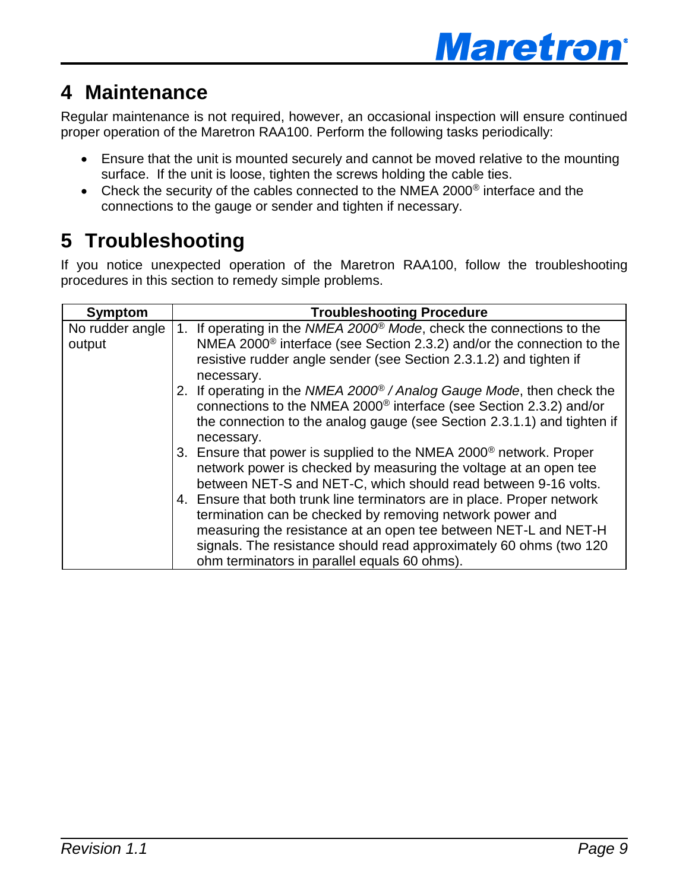# 4 Maintenance

Regular maintenance is not required, however, an occasional inspection will ensure continued proper operation of the Maretron RAA100. Perform the following tasks periodically:

- Ensure that the unit is mounted securely and cannot be moved relative to the mounting surface. If the unit is loose, tighten the screws holding the cable ties.
- Check the security of the cables connected to the NMEA 2000® interface and the connections to the gauge or sender and tighten if necessary.

# 5 Troubleshooting

If you notice unexpected operation of the Maretron RAA100, follow the troubleshooting procedures in this section to remedy simple problems.

| Symptom | Troubleshooting Procedure |
|---|---|
| No rudder angle output | 1. If operating in the *NMEA 2000® Mode*, check the connections to the NMEA 2000® interface (see Section 2.3.2) and/or the connection to the resistive rudder angle sender (see Section 2.3.1.2) and tighten if necessary.<br>2. If operating in the *NMEA 2000® / Analog Gauge Mode*, then check the connections to the NMEA 2000® interface (see Section 2.3.2) and/or the connection to the analog gauge (see Section 2.3.1.1) and tighten if necessary.<br>3. Ensure that power is supplied to the NMEA 2000® network. Proper network power is checked by measuring the voltage at an open tee between NET-S and NET-C, which should read between 9-16 volts.<br>4. Ensure that both trunk line terminators are in place. Proper network termination can be checked by removing network power and measuring the resistance at an open tee between NET-L and NET-H signals. The resistance should read approximately 60 ohms (two 120 ohm terminators in parallel equals 60 ohms). |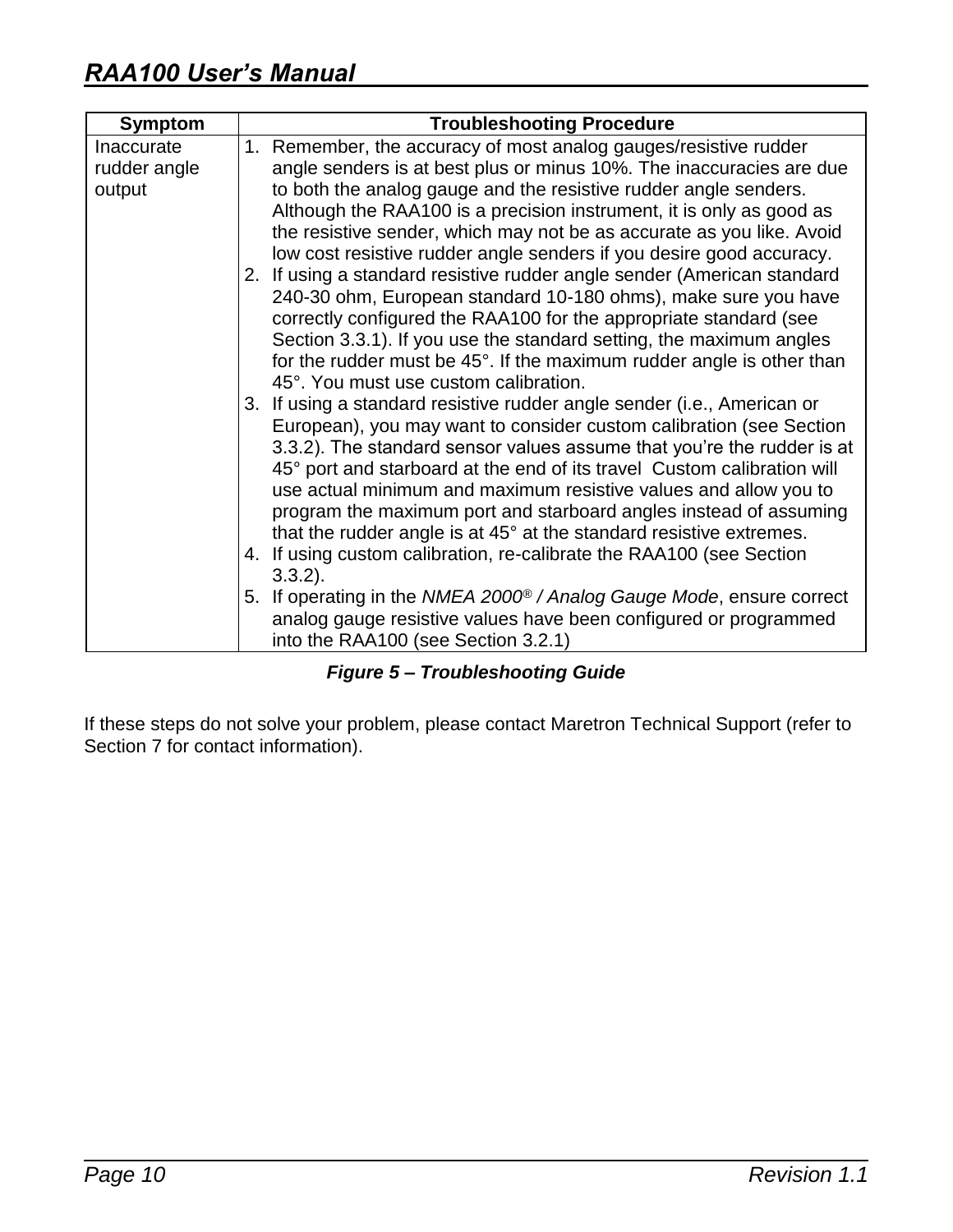| Symptom | Troubleshooting Procedure |
|---|---|
| Inaccurate rudder angle output | 1. Remember, the accuracy of most analog gauges/resistive rudder angle senders is at best plus or minus 10%. The inaccuracies are due to both the analog gauge and the resistive rudder angle senders. Although the RAA100 is a precision instrument, it is only as good as the resistive sender, which may not be as accurate as you like. Avoid low cost resistive rudder angle senders if you desire good accuracy.<br>2. If using a standard resistive rudder angle sender (American standard 240-30 ohm, European standard 10-180 ohms), make sure you have correctly configured the RAA100 for the appropriate standard (see Section 3.3.1). If you use the standard setting, the maximum angles for the rudder must be 45°. If the maximum rudder angle is other than 45°. You must use custom calibration.<br>3. If using a standard resistive rudder angle sender (i.e., American or European), you may want to consider custom calibration (see Section 3.3.2). The standard sensor values assume that you're the rudder is at 45° port and starboard at the end of its travel  Custom calibration will use actual minimum and maximum resistive values and allow you to program the maximum port and starboard angles instead of assuming that the rudder angle is at 45° at the standard resistive extremes.<br>4. If using custom calibration, re-calibrate the RAA100 (see Section 3.3.2).<br>5. If operating in the *NMEA 2000® / Analog Gauge Mode*, ensure correct analog gauge resistive values have been configured or programmed into the RAA100 (see Section 3.2.1) |

***Figure 5 – Troubleshooting Guide***

If these steps do not solve your problem, please contact Maretron Technical Support (refer to Section 7 for contact information).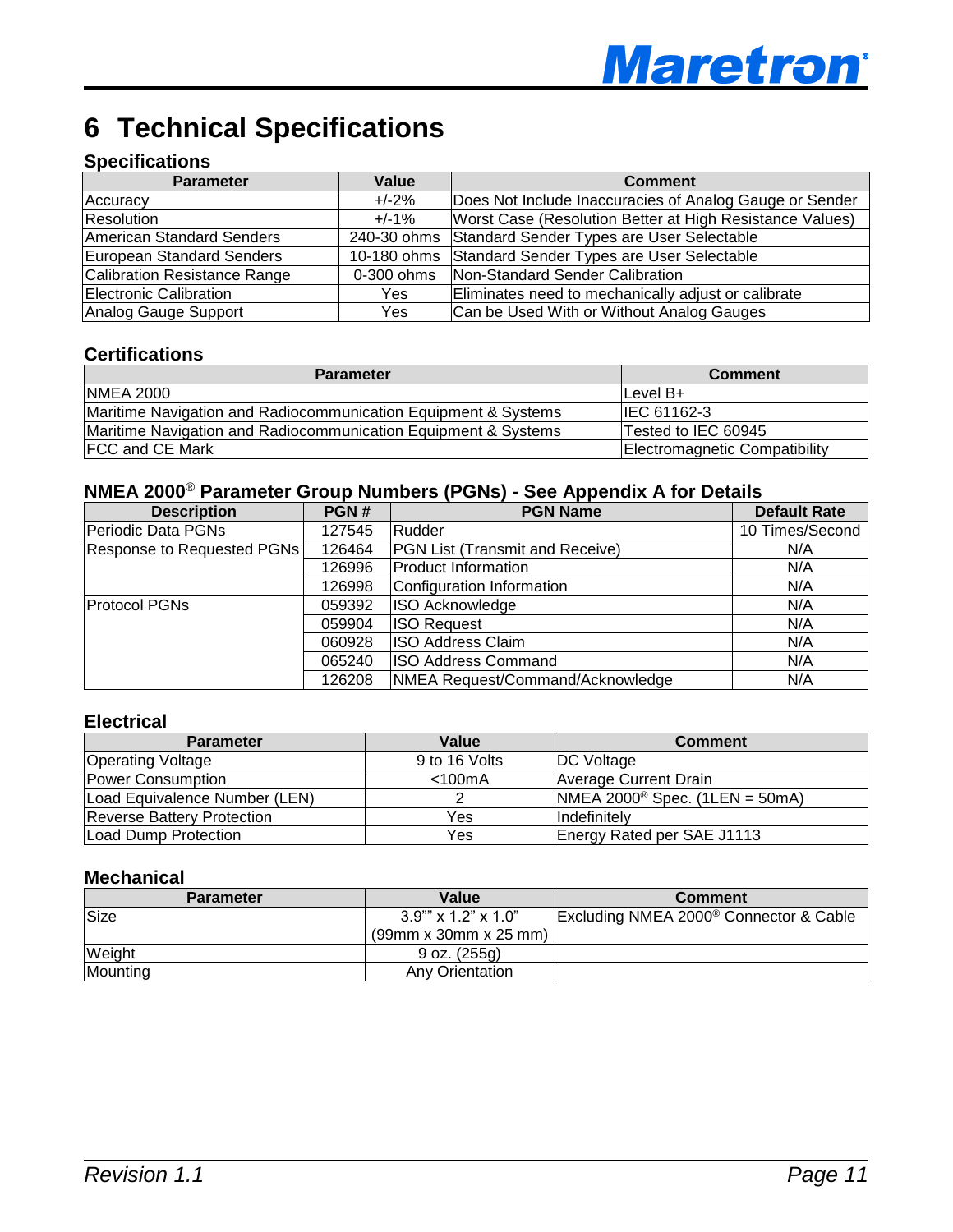# 6 Technical Specifications

### Specifications

| Parameter | Value | Comment |
|---|---|---|
| Accuracy | +/-2% | Does Not Include Inaccuracies of Analog Gauge or Sender |
| Resolution | +/-1% | Worst Case (Resolution Better at High Resistance Values) |
| American Standard Senders | 240-30 ohms | Standard Sender Types are User Selectable |
| European Standard Senders | 10-180 ohms | Standard Sender Types are User Selectable |
| Calibration Resistance Range | 0-300 ohms | Non-Standard Sender Calibration |
| Electronic Calibration | Yes | Eliminates need to mechanically adjust or calibrate |
| Analog Gauge Support | Yes | Can be Used With or Without Analog Gauges |

### Certifications

| Parameter | Comment |
|---|---|
| NMEA 2000 | Level B+ |
| Maritime Navigation and Radiocommunication Equipment & Systems | IEC 61162-3 |
| Maritime Navigation and Radiocommunication Equipment & Systems | Tested to IEC 60945 |
| FCC and CE Mark | Electromagnetic Compatibility |

### NMEA 2000® Parameter Group Numbers (PGNs) - See Appendix A for Details

| Description | PGN # | PGN Name | Default Rate |
|---|---|---|---|
| Periodic Data PGNs | 127545 | Rudder | 10 Times/Second |
| Response to Requested PGNs | 126464 | PGN List (Transmit and Receive) | N/A |
| | 126996 | Product Information | N/A |
| | 126998 | Configuration Information | N/A |
| Protocol PGNs | 059392 | ISO Acknowledge | N/A |
| | 059904 | ISO Request | N/A |
| | 060928 | ISO Address Claim | N/A |
| | 065240 | ISO Address Command | N/A |
| | 126208 | NMEA Request/Command/Acknowledge | N/A |

### Electrical

| Parameter | Value | Comment |
|---|---|---|
| Operating Voltage | 9 to 16 Volts | DC Voltage |
| Power Consumption | <100mA | Average Current Drain |
| Load Equivalence Number (LEN) | 2 | NMEA 2000® Spec. (1LEN = 50mA) |
| Reverse Battery Protection | Yes | Indefinitely |
| Load Dump Protection | Yes | Energy Rated per SAE J1113 |

### Mechanical

| Parameter | Value | Comment |
|---|---|---|
| Size | 3.9"" x 1.2" x 1.0" (99mm x 30mm x 25 mm) | Excluding NMEA 2000® Connector & Cable |
| Weight | 9 oz. (255g) | |
| Mounting | Any Orientation | |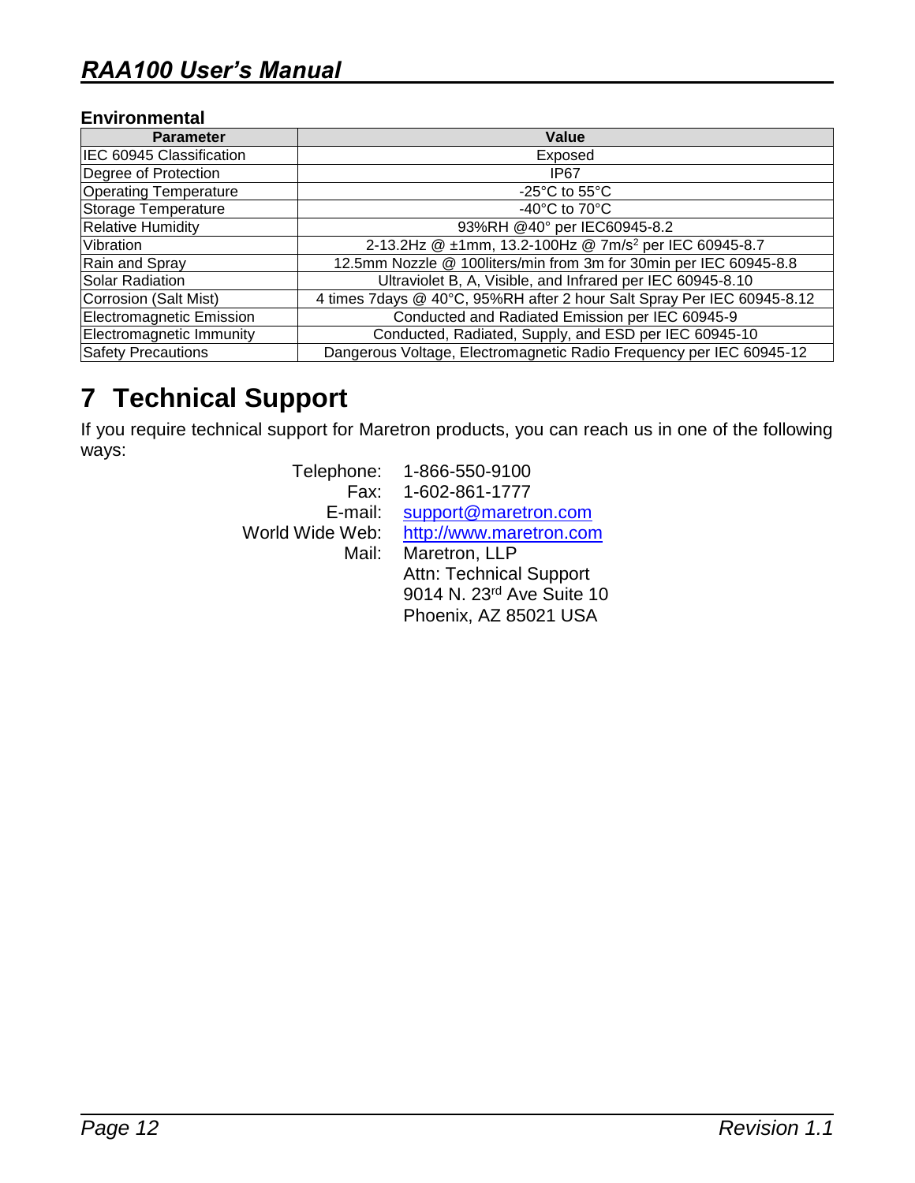**Environmental**

| Parameter | Value |
| --- | --- |
| IEC 60945 Classification | Exposed |
| Degree of Protection | IP67 |
| Operating Temperature | -25°C to 55°C |
| Storage Temperature | -40°C to 70°C |
| Relative Humidity | 93%RH @40° per IEC60945-8.2 |
| Vibration | 2-13.2Hz @ ±1mm, 13.2-100Hz @ 7m/s$^2$ per IEC 60945-8.7 |
| Rain and Spray | 12.5mm Nozzle @ 100liters/min from 3m for 30min per IEC 60945-8.8 |
| Solar Radiation | Ultraviolet B, A, Visible, and Infrared per IEC 60945-8.10 |
| Corrosion (Salt Mist) | 4 times 7days @ 40°C, 95%RH after 2 hour Salt Spray Per IEC 60945-8.12 |
| Electromagnetic Emission | Conducted and Radiated Emission per IEC 60945-9 |
| Electromagnetic Immunity | Conducted, Radiated, Supply, and ESD per IEC 60945-10 |
| Safety Precautions | Dangerous Voltage, Electromagnetic Radio Frequency per IEC 60945-12 |

# 7 Technical Support

If you require technical support for Maretron products, you can reach us in one of the following ways:

Telephone: 1-866-550-9100
Fax: 1-602-861-1777
E-mail: support@maretron.com
World Wide Web: http://www.maretron.com
Mail: Maretron, LLP
Attn: Technical Support
9014 N. 23rd Ave Suite 10
Phoenix, AZ 85021 USA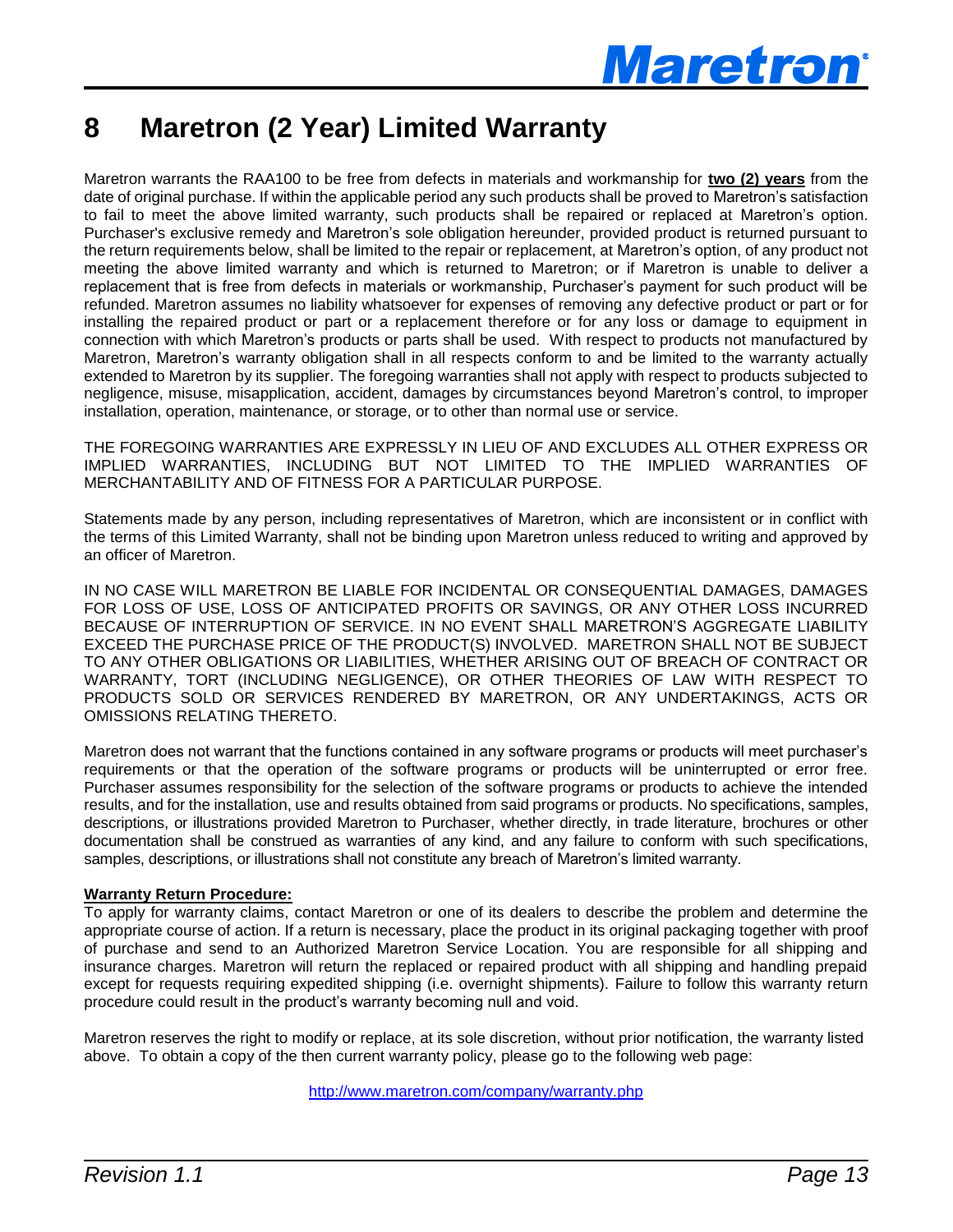# 8 Maretron (2 Year) Limited Warranty

Maretron warrants the RAA100 to be free from defects in materials and workmanship for **two (2) years** from the date of original purchase. If within the applicable period any such products shall be proved to Maretron's satisfaction to fail to meet the above limited warranty, such products shall be repaired or replaced at Maretron's option. Purchaser's exclusive remedy and Maretron's sole obligation hereunder, provided product is returned pursuant to the return requirements below, shall be limited to the repair or replacement, at Maretron's option, of any product not meeting the above limited warranty and which is returned to Maretron; or if Maretron is unable to deliver a replacement that is free from defects in materials or workmanship, Purchaser's payment for such product will be refunded. Maretron assumes no liability whatsoever for expenses of removing any defective product or part or for installing the repaired product or part or a replacement therefore or for any loss or damage to equipment in connection with which Maretron's products or parts shall be used. With respect to products not manufactured by Maretron, Maretron's warranty obligation shall in all respects conform to and be limited to the warranty actually extended to Maretron by its supplier. The foregoing warranties shall not apply with respect to products subjected to negligence, misuse, misapplication, accident, damages by circumstances beyond Maretron's control, to improper installation, operation, maintenance, or storage, or to other than normal use or service.

THE FOREGOING WARRANTIES ARE EXPRESSLY IN LIEU OF AND EXCLUDES ALL OTHER EXPRESS OR IMPLIED WARRANTIES, INCLUDING BUT NOT LIMITED TO THE IMPLIED WARRANTIES OF MERCHANTABILITY AND OF FITNESS FOR A PARTICULAR PURPOSE.

Statements made by any person, including representatives of Maretron, which are inconsistent or in conflict with the terms of this Limited Warranty, shall not be binding upon Maretron unless reduced to writing and approved by an officer of Maretron.

IN NO CASE WILL MARETRON BE LIABLE FOR INCIDENTAL OR CONSEQUENTIAL DAMAGES, DAMAGES FOR LOSS OF USE, LOSS OF ANTICIPATED PROFITS OR SAVINGS, OR ANY OTHER LOSS INCURRED BECAUSE OF INTERRUPTION OF SERVICE. IN NO EVENT SHALL MARETRON'S AGGREGATE LIABILITY EXCEED THE PURCHASE PRICE OF THE PRODUCT(S) INVOLVED. MARETRON SHALL NOT BE SUBJECT TO ANY OTHER OBLIGATIONS OR LIABILITIES, WHETHER ARISING OUT OF BREACH OF CONTRACT OR WARRANTY, TORT (INCLUDING NEGLIGENCE), OR OTHER THEORIES OF LAW WITH RESPECT TO PRODUCTS SOLD OR SERVICES RENDERED BY MARETRON, OR ANY UNDERTAKINGS, ACTS OR OMISSIONS RELATING THERETO.

Maretron does not warrant that the functions contained in any software programs or products will meet purchaser's requirements or that the operation of the software programs or products will be uninterrupted or error free. Purchaser assumes responsibility for the selection of the software programs or products to achieve the intended results, and for the installation, use and results obtained from said programs or products. No specifications, samples, descriptions, or illustrations provided Maretron to Purchaser, whether directly, in trade literature, brochures or other documentation shall be construed as warranties of any kind, and any failure to conform with such specifications, samples, descriptions, or illustrations shall not constitute any breach of Maretron's limited warranty.

**Warranty Return Procedure:**
To apply for warranty claims, contact Maretron or one of its dealers to describe the problem and determine the appropriate course of action. If a return is necessary, place the product in its original packaging together with proof of purchase and send to an Authorized Maretron Service Location. You are responsible for all shipping and insurance charges. Maretron will return the replaced or repaired product with all shipping and handling prepaid except for requests requiring expedited shipping (i.e. overnight shipments). Failure to follow this warranty return procedure could result in the product's warranty becoming null and void.

Maretron reserves the right to modify or replace, at its sole discretion, without prior notification, the warranty listed above. To obtain a copy of the then current warranty policy, please go to the following web page:

http://www.maretron.com/company/warranty.php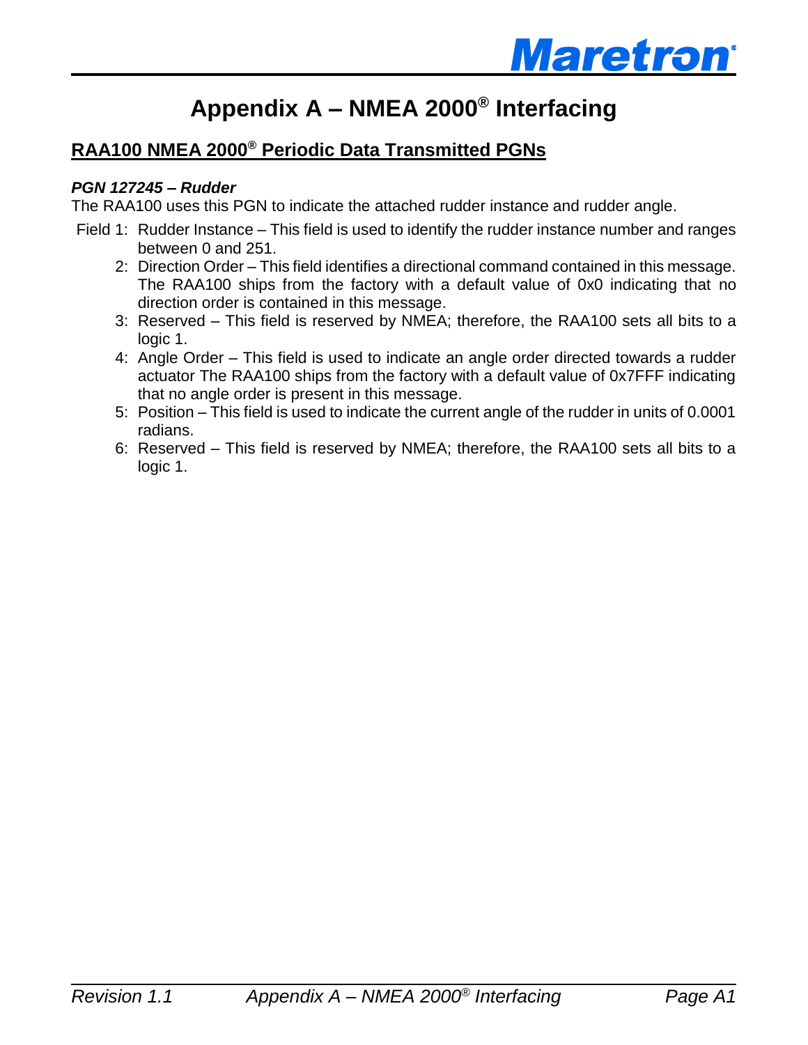# Appendix A – NMEA 2000® Interfacing

## RAA100 NMEA 2000® Periodic Data Transmitted PGNs

***PGN 127245 – Rudder***

The RAA100 uses this PGN to indicate the attached rudder instance and rudder angle.

Field 1: Rudder Instance – This field is used to identify the rudder instance number and ranges between 0 and 251.

2: Direction Order – This field identifies a directional command contained in this message. The RAA100 ships from the factory with a default value of 0x0 indicating that no direction order is contained in this message.

3: Reserved – This field is reserved by NMEA; therefore, the RAA100 sets all bits to a logic 1.

4: Angle Order – This field is used to indicate an angle order directed towards a rudder actuator The RAA100 ships from the factory with a default value of 0x7FFF indicating that no angle order is present in this message.

5: Position – This field is used to indicate the current angle of the rudder in units of 0.0001 radians.

6: Reserved – This field is reserved by NMEA; therefore, the RAA100 sets all bits to a logic 1.